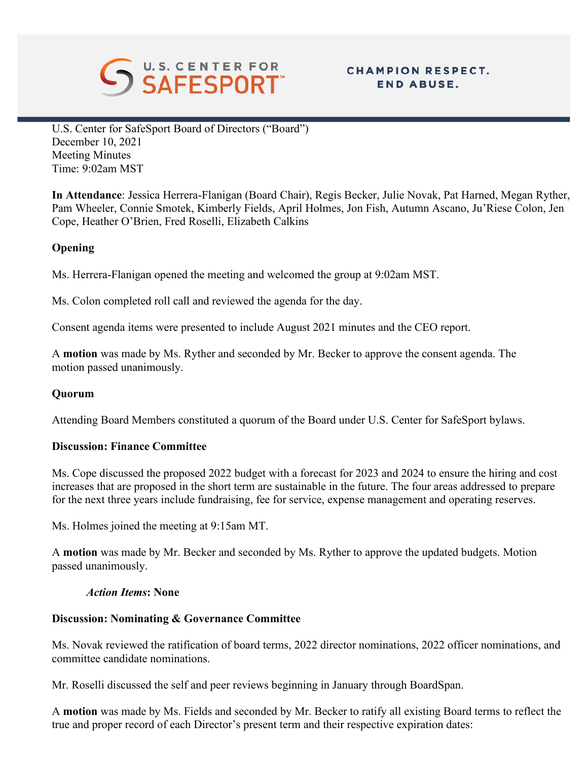U.S. Center for SafeSport Board of Directors ("Board")
December 10, 2021
Meeting Minutes
Time: 9:02am MST

**In Attendance**: Jessica Herrera-Flanigan (Board Chair), Regis Becker, Julie Novak, Pat Harned, Megan Ryther, Pam Wheeler, Connie Smotek, Kimberly Fields, April Holmes, Jon Fish, Autumn Ascano, Ju'Riese Colon, Jen Cope, Heather O'Brien, Fred Roselli, Elizabeth Calkins

**Opening**

Ms. Herrera-Flanigan opened the meeting and welcomed the group at 9:02am MST.

Ms. Colon completed roll call and reviewed the agenda for the day.

Consent agenda items were presented to include August 2021 minutes and the CEO report.

A **motion** was made by Ms. Ryther and seconded by Mr. Becker to approve the consent agenda. The motion passed unanimously.

**Quorum**

Attending Board Members constituted a quorum of the Board under U.S. Center for SafeSport bylaws.

**Discussion: Finance Committee**

Ms. Cope discussed the proposed 2022 budget with a forecast for 2023 and 2024 to ensure the hiring and cost increases that are proposed in the short term are sustainable in the future. The four areas addressed to prepare for the next three years include fundraising, fee for service, expense management and operating reserves.

Ms. Holmes joined the meeting at 9:15am MT.

A **motion** was made by Mr. Becker and seconded by Ms. Ryther to approve the updated budgets. Motion passed unanimously.

*Action Items*: **None**

**Discussion: Nominating & Governance Committee**

Ms. Novak reviewed the ratification of board terms, 2022 director nominations, 2022 officer nominations, and committee candidate nominations.

Mr. Roselli discussed the self and peer reviews beginning in January through BoardSpan.

A **motion** was made by Ms. Fields and seconded by Mr. Becker to ratify all existing Board terms to reflect the true and proper record of each Director's present term and their respective expiration dates: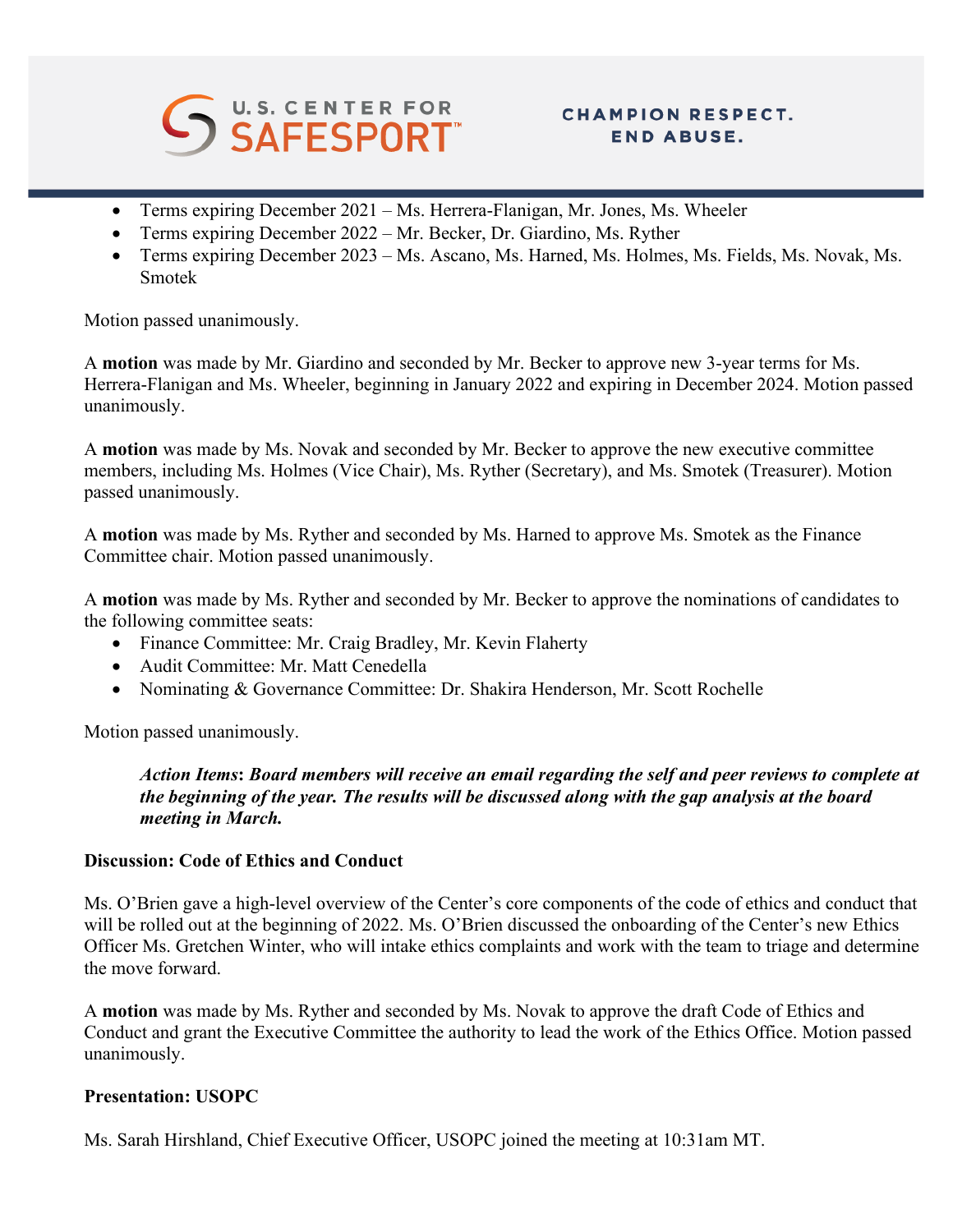- Terms expiring December 2021 – Ms. Herrera-Flanigan, Mr. Jones, Ms. Wheeler
- Terms expiring December 2022 – Mr. Becker, Dr. Giardino, Ms. Ryther
- Terms expiring December 2023 – Ms. Ascano, Ms. Harned, Ms. Holmes, Ms. Fields, Ms. Novak, Ms. Smotek

Motion passed unanimously.

A **motion** was made by Mr. Giardino and seconded by Mr. Becker to approve new 3-year terms for Ms. Herrera-Flanigan and Ms. Wheeler, beginning in January 2022 and expiring in December 2024. Motion passed unanimously.

A **motion** was made by Ms. Novak and seconded by Mr. Becker to approve the new executive committee members, including Ms. Holmes (Vice Chair), Ms. Ryther (Secretary), and Ms. Smotek (Treasurer). Motion passed unanimously.

A **motion** was made by Ms. Ryther and seconded by Ms. Harned to approve Ms. Smotek as the Finance Committee chair. Motion passed unanimously.

A **motion** was made by Ms. Ryther and seconded by Mr. Becker to approve the nominations of candidates to the following committee seats:

- Finance Committee: Mr. Craig Bradley, Mr. Kevin Flaherty
- Audit Committee: Mr. Matt Cenedella
- Nominating & Governance Committee: Dr. Shakira Henderson, Mr. Scott Rochelle

Motion passed unanimously.

> ***Action Items**: Board members will receive an email regarding the self and peer reviews to complete at the beginning of the year. The results will be discussed along with the gap analysis at the board meeting in March.*

**Discussion: Code of Ethics and Conduct**

Ms. O'Brien gave a high-level overview of the Center's core components of the code of ethics and conduct that will be rolled out at the beginning of 2022. Ms. O'Brien discussed the onboarding of the Center's new Ethics Officer Ms. Gretchen Winter, who will intake ethics complaints and work with the team to triage and determine the move forward.

A **motion** was made by Ms. Ryther and seconded by Ms. Novak to approve the draft Code of Ethics and Conduct and grant the Executive Committee the authority to lead the work of the Ethics Office. Motion passed unanimously.

**Presentation: USOPC**

Ms. Sarah Hirshland, Chief Executive Officer, USOPC joined the meeting at 10:31am MT.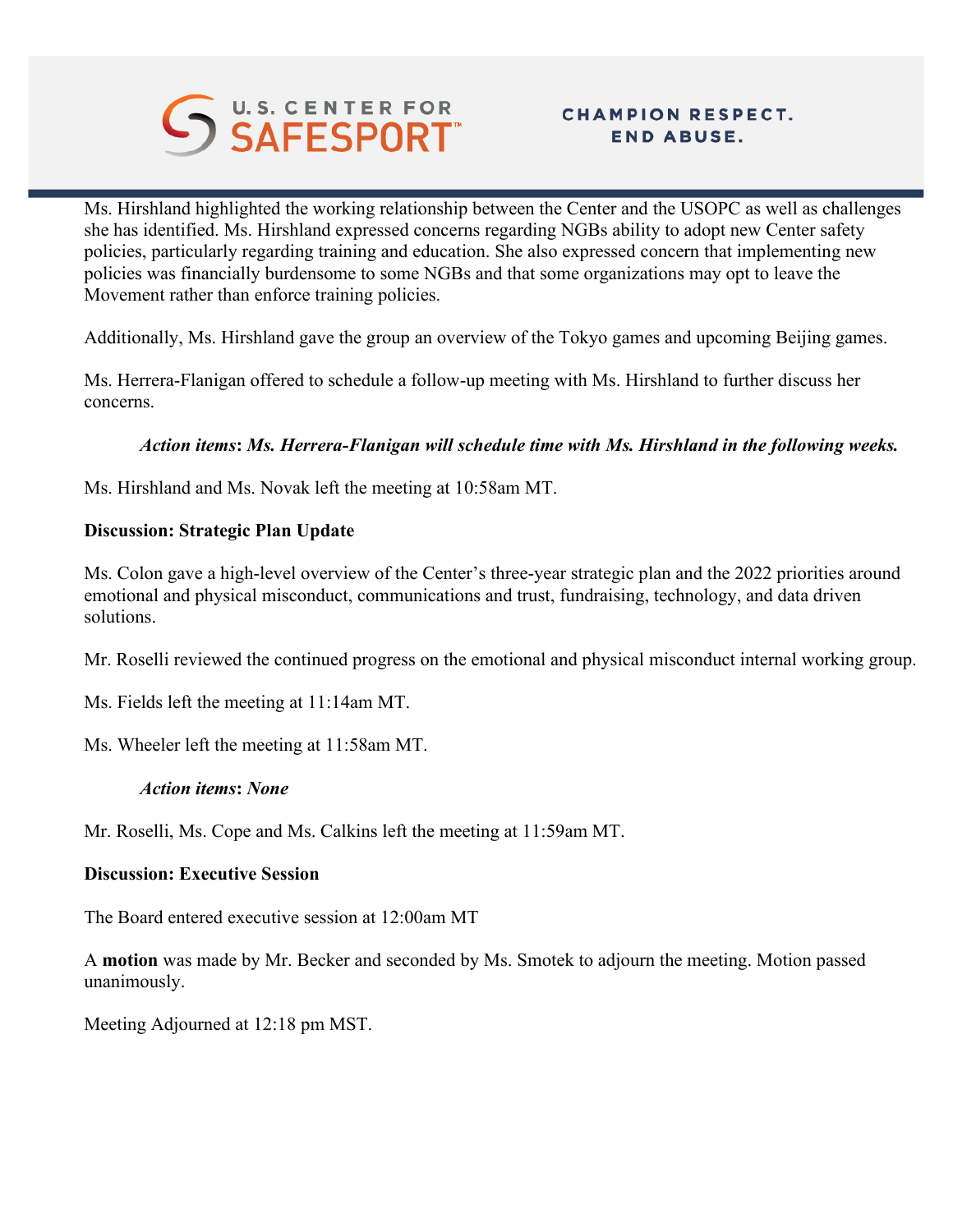Ms. Hirshland highlighted the working relationship between the Center and the USOPC as well as challenges she has identified. Ms. Hirshland expressed concerns regarding NGBs ability to adopt new Center safety policies, particularly regarding training and education. She also expressed concern that implementing new policies was financially burdensome to some NGBs and that some organizations may opt to leave the Movement rather than enforce training policies.

Additionally, Ms. Hirshland gave the group an overview of the Tokyo games and upcoming Beijing games.

Ms. Herrera-Flanigan offered to schedule a follow-up meeting with Ms. Hirshland to further discuss her concerns.

> ***Action items: Ms. Herrera-Flanigan will schedule time with Ms. Hirshland in the following weeks.***

Ms. Hirshland and Ms. Novak left the meeting at 10:58am MT.

**Discussion: Strategic Plan Update**

Ms. Colon gave a high-level overview of the Center's three-year strategic plan and the 2022 priorities around emotional and physical misconduct, communications and trust, fundraising, technology, and data driven solutions.

Mr. Roselli reviewed the continued progress on the emotional and physical misconduct internal working group.

Ms. Fields left the meeting at 11:14am MT.

Ms. Wheeler left the meeting at 11:58am MT.

> ***Action items: None***

Mr. Roselli, Ms. Cope and Ms. Calkins left the meeting at 11:59am MT.

**Discussion: Executive Session**

The Board entered executive session at 12:00am MT

A **motion** was made by Mr. Becker and seconded by Ms. Smotek to adjourn the meeting. Motion passed unanimously.

Meeting Adjourned at 12:18 pm MST.